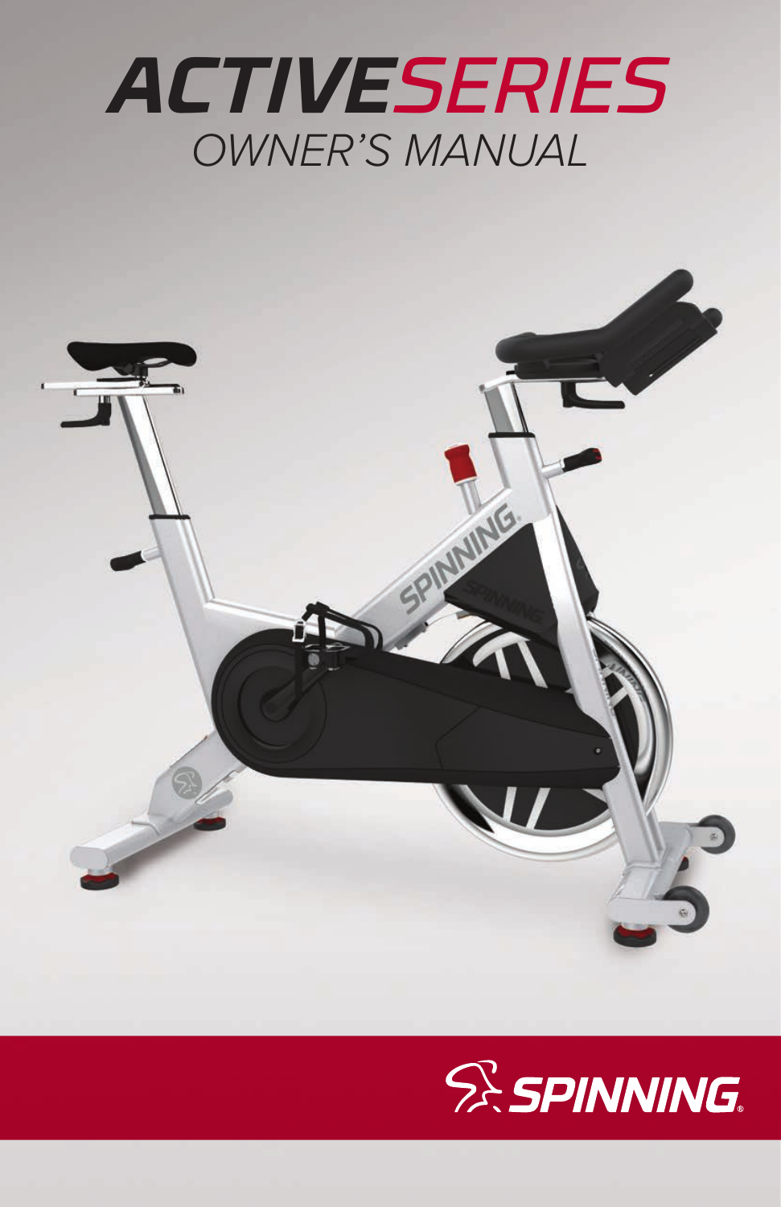# ACTIVESERIES

## OWNER'S MANUAL

SPINNING®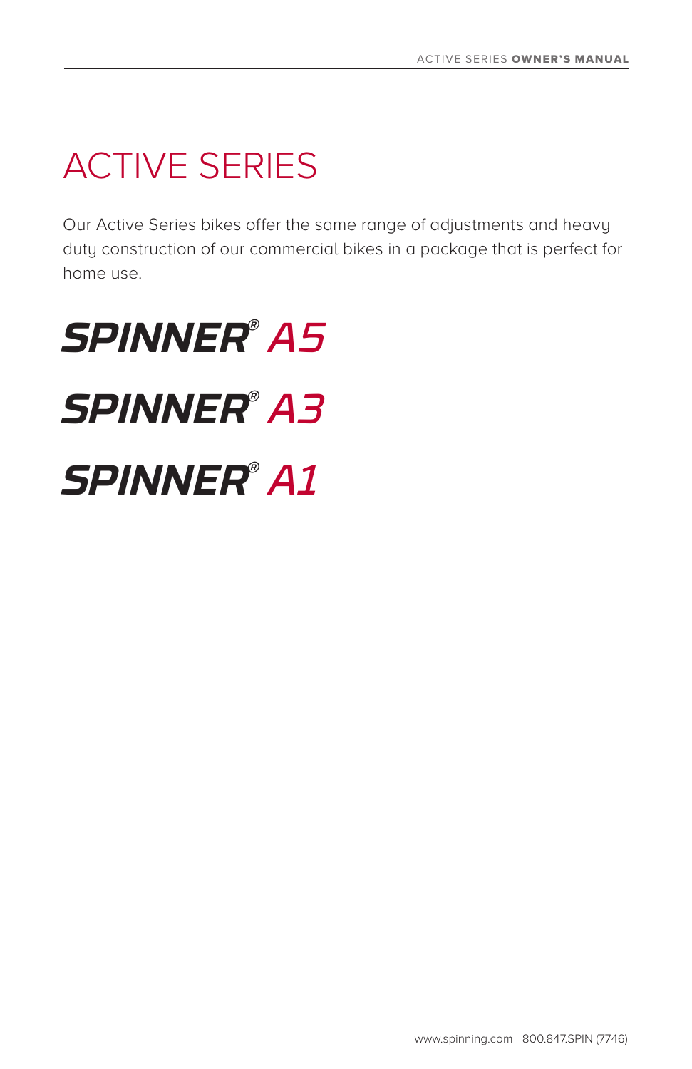# ACTIVE SERIES

Our Active Series bikes offer the same range of adjustments and heavy duty construction of our commercial bikes in a package that is perfect for home use.

## SPINNER® A5

## SPINNER® A3

## SPINNER® A1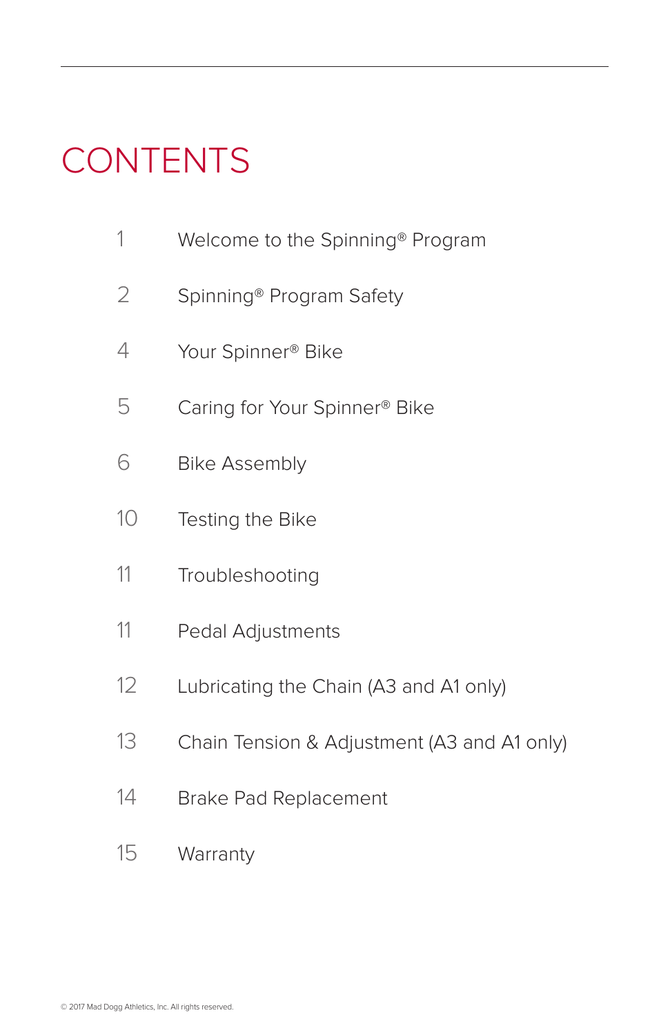# CONTENTS

| | |
|---|---|
| 1 | Welcome to the Spinning® Program |
| 2 | Spinning® Program Safety |
| 4 | Your Spinner® Bike |
| 5 | Caring for Your Spinner® Bike |
| 6 | Bike Assembly |
| 10 | Testing the Bike |
| 11 | Troubleshooting |
| 11 | Pedal Adjustments |
| 12 | Lubricating the Chain (A3 and A1 only) |
| 13 | Chain Tension & Adjustment (A3 and A1 only) |
| 14 | Brake Pad Replacement |
| 15 | Warranty |

© 2017 Mad Dogg Athletics, Inc. All rights reserved.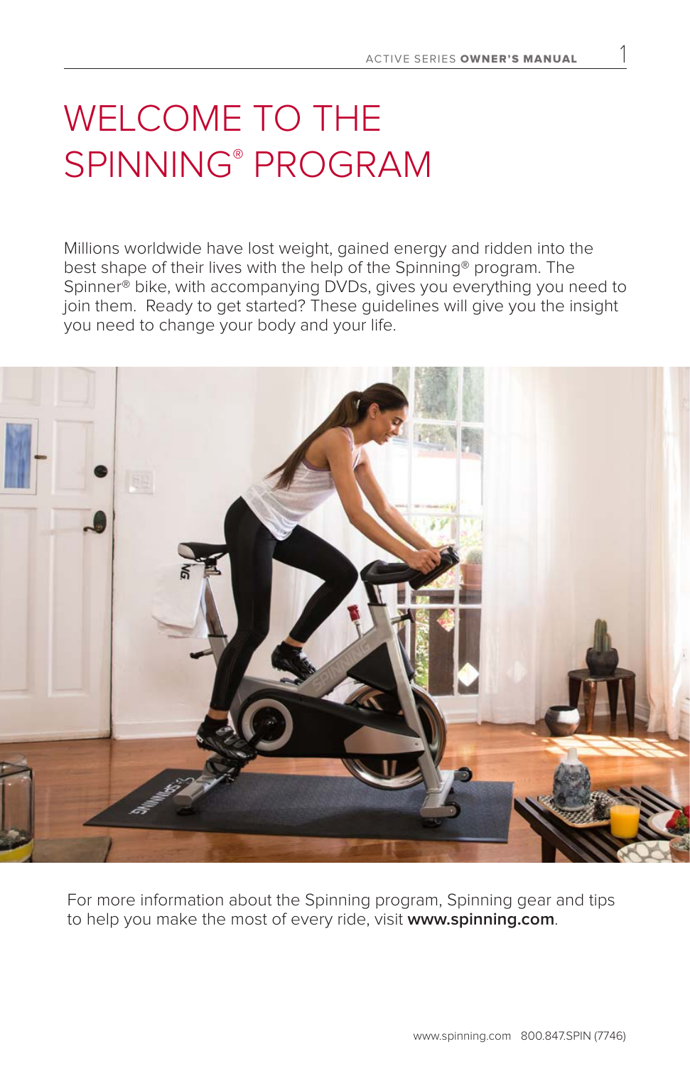# WELCOME TO THE SPINNING® PROGRAM

Millions worldwide have lost weight, gained energy and ridden into the best shape of their lives with the help of the Spinning® program. The Spinner® bike, with accompanying DVDs, gives you everything you need to join them. Ready to get started? These guidelines will give you the insight you need to change your body and your life.

For more information about the Spinning program, Spinning gear and tips to help you make the most of every ride, visit **www.spinning.com**.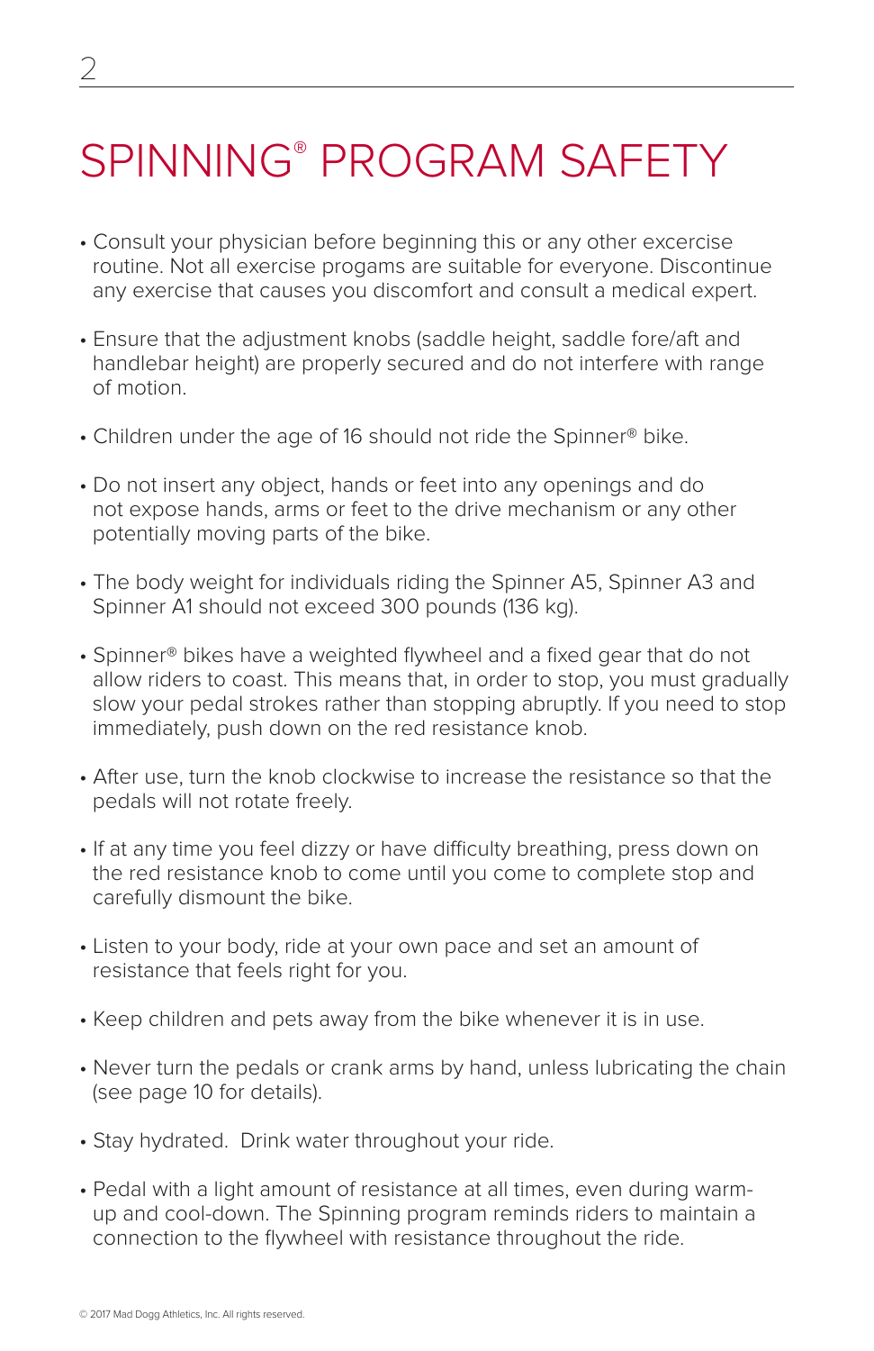# SPINNING® PROGRAM SAFETY

- Consult your physician before beginning this or any other excercise routine. Not all exercise progams are suitable for everyone. Discontinue any exercise that causes you discomfort and consult a medical expert.
- Ensure that the adjustment knobs (saddle height, saddle fore/aft and handlebar height) are properly secured and do not interfere with range of motion.
- Children under the age of 16 should not ride the Spinner® bike.
- Do not insert any object, hands or feet into any openings and do not expose hands, arms or feet to the drive mechanism or any other potentially moving parts of the bike.
- The body weight for individuals riding the Spinner A5, Spinner A3 and Spinner A1 should not exceed 300 pounds (136 kg).
- Spinner® bikes have a weighted flywheel and a fixed gear that do not allow riders to coast. This means that, in order to stop, you must gradually slow your pedal strokes rather than stopping abruptly. If you need to stop immediately, push down on the red resistance knob.
- After use, turn the knob clockwise to increase the resistance so that the pedals will not rotate freely.
- If at any time you feel dizzy or have difficulty breathing, press down on the red resistance knob to come until you come to complete stop and carefully dismount the bike.
- Listen to your body, ride at your own pace and set an amount of resistance that feels right for you.
- Keep children and pets away from the bike whenever it is in use.
- Never turn the pedals or crank arms by hand, unless lubricating the chain (see page 10 for details).
- Stay hydrated. Drink water throughout your ride.
- Pedal with a light amount of resistance at all times, even during warm-up and cool-down. The Spinning program reminds riders to maintain a connection to the flywheel with resistance throughout the ride.

© 2017 Mad Dogg Athletics, Inc. All rights reserved.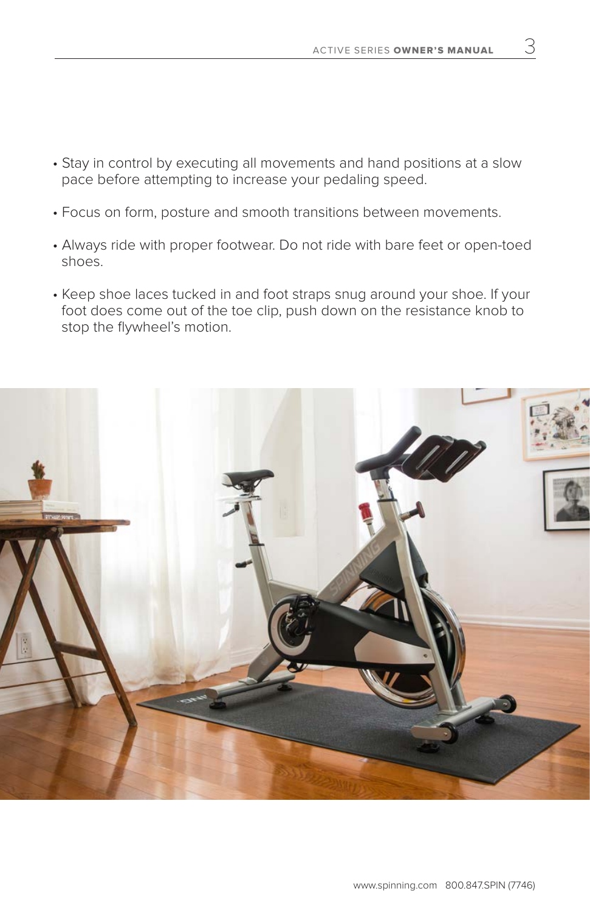- Stay in control by executing all movements and hand positions at a slow pace before attempting to increase your pedaling speed.
- Focus on form, posture and smooth transitions between movements.
- Always ride with proper footwear. Do not ride with bare feet or open-toed shoes.
- Keep shoe laces tucked in and foot straps snug around your shoe. If your foot does come out of the toe clip, push down on the resistance knob to stop the flywheel's motion.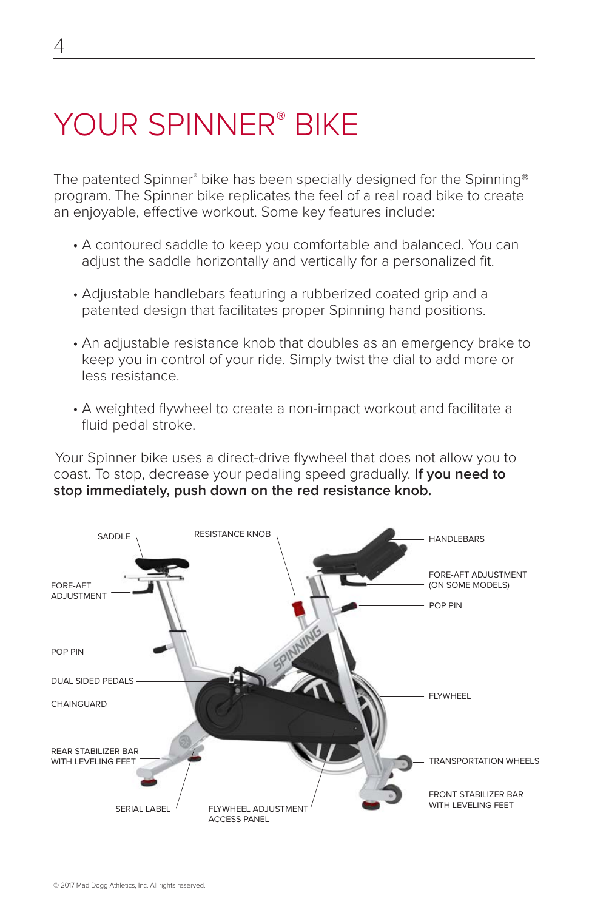# YOUR SPINNER® BIKE

The patented Spinner® bike has been specially designed for the Spinning® program. The Spinner bike replicates the feel of a real road bike to create an enjoyable, effective workout. Some key features include:

- A contoured saddle to keep you comfortable and balanced. You can adjust the saddle horizontally and vertically for a personalized fit.
- Adjustable handlebars featuring a rubberized coated grip and a patented design that facilitates proper Spinning hand positions.
- An adjustable resistance knob that doubles as an emergency brake to keep you in control of your ride. Simply twist the dial to add more or less resistance.
- A weighted flywheel to create a non-impact workout and facilitate a fluid pedal stroke.

Your Spinner bike uses a direct-drive flywheel that does not allow you to coast. To stop, decrease your pedaling speed gradually. **If you need to stop immediately, push down on the red resistance knob.**

SADDLE

RESISTANCE KNOB

HANDLEBARS

FORE-AFT ADJUSTMENT

FORE-AFT ADJUSTMENT (ON SOME MODELS)

POP PIN

POP PIN

DUAL SIDED PEDALS

CHAINGUARD

FLYWHEEL

REAR STABILIZER BAR WITH LEVELING FEET

TRANSPORTATION WHEELS

FRONT STABILIZER BAR WITH LEVELING FEET

SERIAL LABEL

FLYWHEEL ADJUSTMENT ACCESS PANEL

© 2017 Mad Dogg Athletics, Inc. All rights reserved.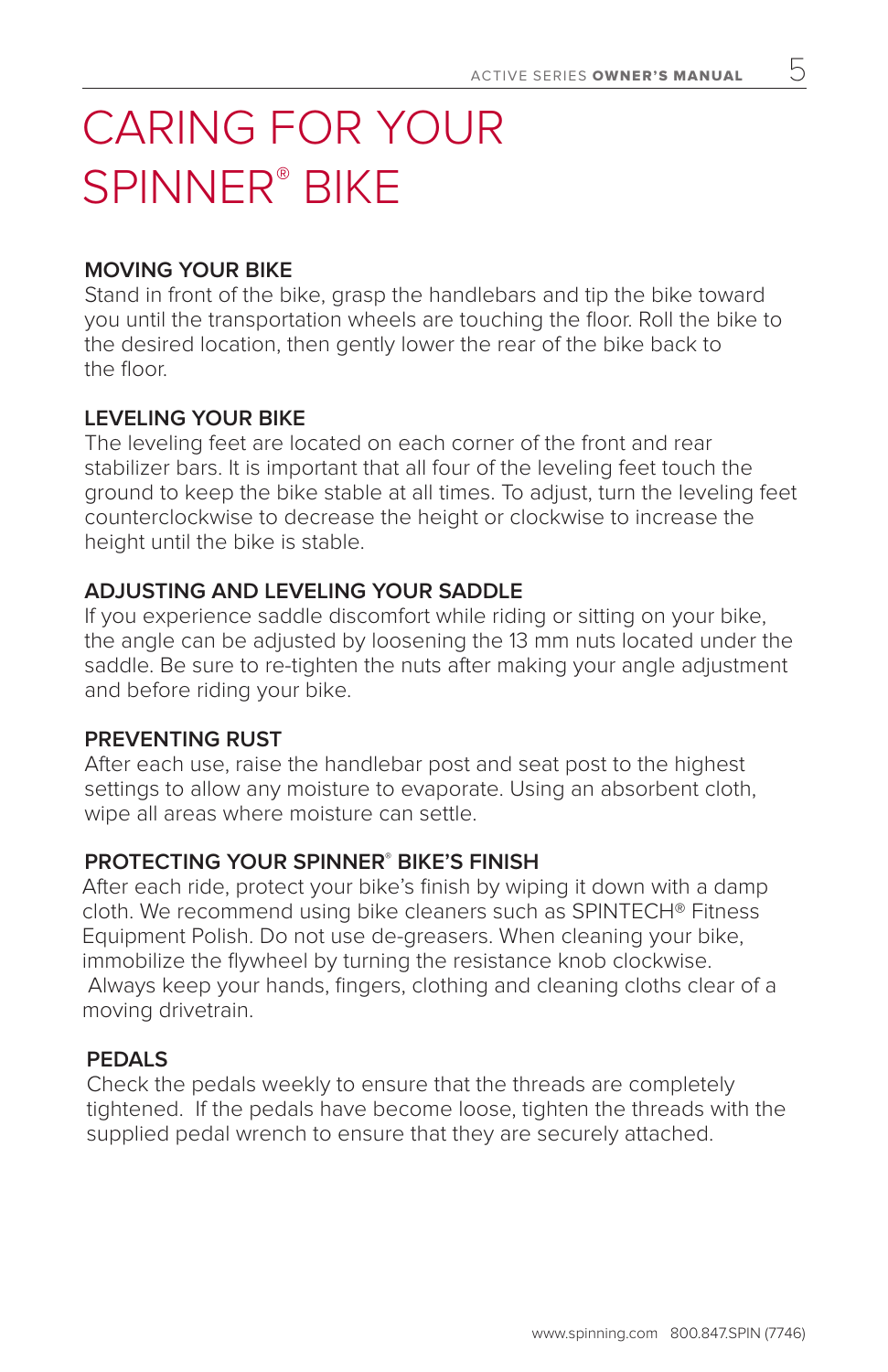# CARING FOR YOUR SPINNER® BIKE

### MOVING YOUR BIKE

Stand in front of the bike, grasp the handlebars and tip the bike toward you until the transportation wheels are touching the floor. Roll the bike to the desired location, then gently lower the rear of the bike back to the floor.

### LEVELING YOUR BIKE

The leveling feet are located on each corner of the front and rear stabilizer bars. It is important that all four of the leveling feet touch the ground to keep the bike stable at all times. To adjust, turn the leveling feet counterclockwise to decrease the height or clockwise to increase the height until the bike is stable.

### ADJUSTING AND LEVELING YOUR SADDLE

If you experience saddle discomfort while riding or sitting on your bike, the angle can be adjusted by loosening the 13 mm nuts located under the saddle. Be sure to re-tighten the nuts after making your angle adjustment and before riding your bike.

### PREVENTING RUST

After each use, raise the handlebar post and seat post to the highest settings to allow any moisture to evaporate. Using an absorbent cloth, wipe all areas where moisture can settle.

### PROTECTING YOUR SPINNER® BIKE'S FINISH

After each ride, protect your bike's finish by wiping it down with a damp cloth. We recommend using bike cleaners such as SPINTECH® Fitness Equipment Polish. Do not use de-greasers. When cleaning your bike, immobilize the flywheel by turning the resistance knob clockwise. Always keep your hands, fingers, clothing and cleaning cloths clear of a moving drivetrain.

### PEDALS

Check the pedals weekly to ensure that the threads are completely tightened. If the pedals have become loose, tighten the threads with the supplied pedal wrench to ensure that they are securely attached.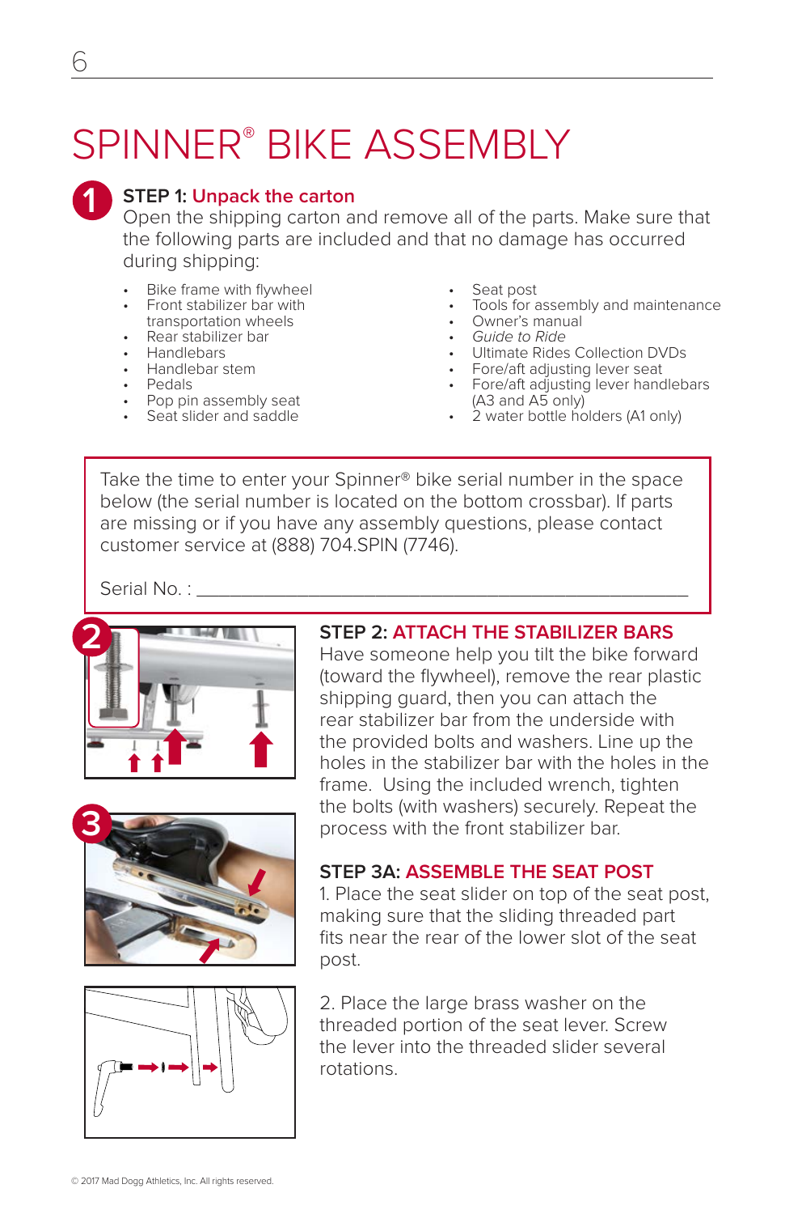# SPINNER® BIKE ASSEMBLY

## 1 STEP 1: Unpack the carton

Open the shipping carton and remove all of the parts. Make sure that the following parts are included and that no damage has occurred during shipping:

- Bike frame with flywheel
- Front stabilizer bar with transportation wheels
- Rear stabilizer bar
- Handlebars
- Handlebar stem
- Pedals
- Pop pin assembly seat
- Seat slider and saddle
- Seat post
- Tools for assembly and maintenance
- Owner's manual
- *Guide to Ride*
- Ultimate Rides Collection DVDs
- Fore/aft adjusting lever seat
- Fore/aft adjusting lever handlebars (A3 and A5 only)
- 2 water bottle holders (A1 only)

> Take the time to enter your Spinner® bike serial number in the space below (the serial number is located on the bottom crossbar). If parts are missing or if you have any assembly questions, please contact customer service at (888) 704.SPIN (7746).
>
> Serial No. : ____________________________________________

## 2 STEP 2: ATTACH THE STABILIZER BARS

Have someone help you tilt the bike forward (toward the flywheel), remove the rear plastic shipping guard, then you can attach the rear stabilizer bar from the underside with the provided bolts and washers. Line up the holes in the stabilizer bar with the holes in the frame. Using the included wrench, tighten the bolts (with washers) securely. Repeat the process with the front stabilizer bar.

## 3 STEP 3A: ASSEMBLE THE SEAT POST

1. Place the seat slider on top of the seat post, making sure that the sliding threaded part fits near the rear of the lower slot of the seat post.

2. Place the large brass washer on the threaded portion of the seat lever. Screw the lever into the threaded slider several rotations.

© 2017 Mad Dogg Athletics, Inc. All rights reserved.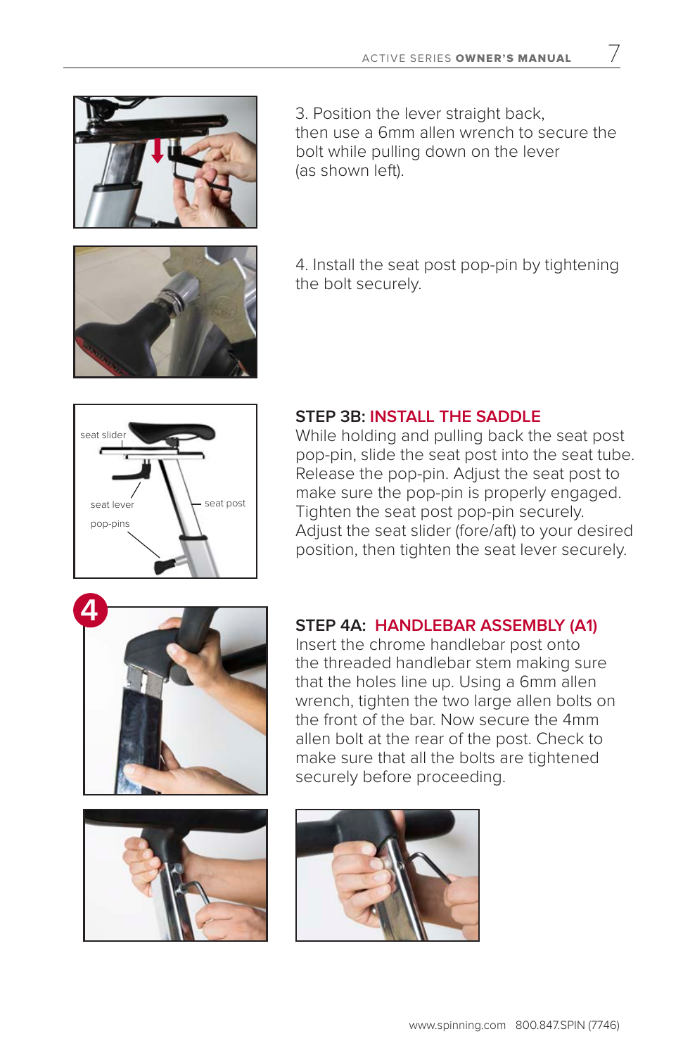3. Position the lever straight back, then use a 6mm allen wrench to secure the bolt while pulling down on the lever (as shown left).

4. Install the seat post pop-pin by tightening the bolt securely.

seat slider

seat lever

seat post

pop-pins

## STEP 3B: INSTALL THE SADDLE

While holding and pulling back the seat post pop-pin, slide the seat post into the seat tube. Release the pop-pin. Adjust the seat post to make sure the pop-pin is properly engaged. Tighten the seat post pop-pin securely. Adjust the seat slider (fore/aft) to your desired position, then tighten the seat lever securely.

4

## STEP 4A: HANDLEBAR ASSEMBLY (A1)

Insert the chrome handlebar post onto the threaded handlebar stem making sure that the holes line up. Using a 6mm allen wrench, tighten the two large allen bolts on the front of the bar. Now secure the 4mm allen bolt at the rear of the post. Check to make sure that all the bolts are tightened securely before proceeding.

www.spinning.com 800.847.SPIN (7746)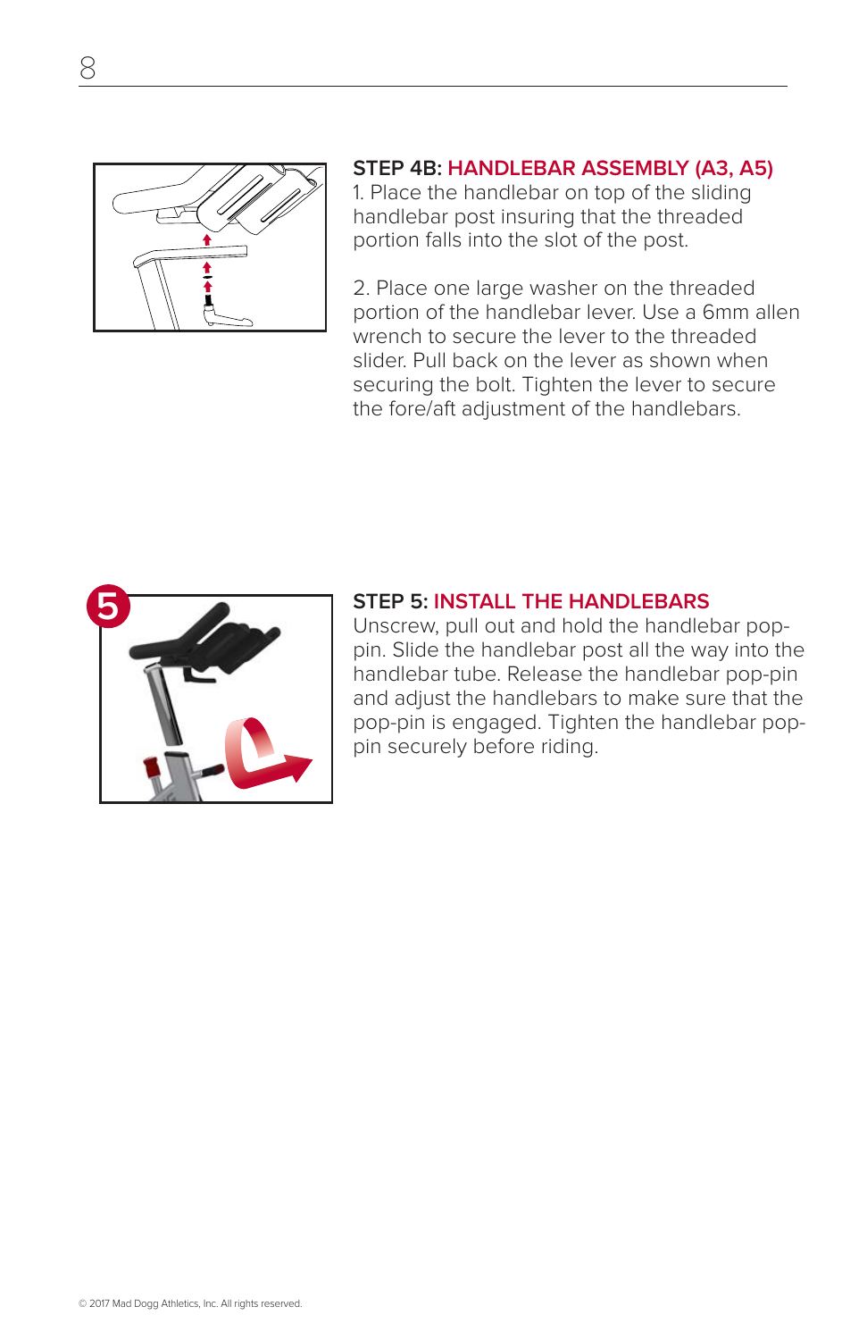### STEP 4B: HANDLEBAR ASSEMBLY (A3, A5)

1. Place the handlebar on top of the sliding handlebar post insuring that the threaded portion falls into the slot of the post.

2. Place one large washer on the threaded portion of the handlebar lever. Use a 6mm allen wrench to secure the lever to the threaded slider. Pull back on the lever as shown when securing the bolt. Tighten the lever to secure the fore/aft adjustment of the handlebars.

5

### STEP 5: INSTALL THE HANDLEBARS

Unscrew, pull out and hold the handlebar pop-pin. Slide the handlebar post all the way into the handlebar tube. Release the handlebar pop-pin and adjust the handlebars to make sure that the pop-pin is engaged. Tighten the handlebar pop-pin securely before riding.

© 2017 Mad Dogg Athletics, Inc. All rights reserved.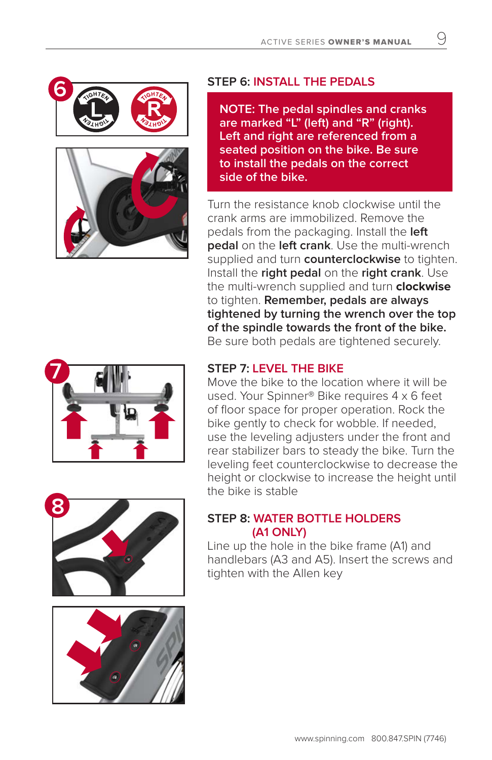## STEP 6: INSTALL THE PEDALS

**NOTE: The pedal spindles and cranks are marked "L" (left) and "R" (right). Left and right are referenced from a seated position on the bike. Be sure to install the pedals on the correct side of the bike.**

Turn the resistance knob clockwise until the crank arms are immobilized. Remove the pedals from the packaging. Install the **left pedal** on the **left crank**. Use the multi-wrench supplied and turn **counterclockwise** to tighten. Install the **right pedal** on the **right crank**. Use the multi-wrench supplied and turn **clockwise** to tighten. **Remember, pedals are always tightened by turning the wrench over the top of the spindle towards the front of the bike.** Be sure both pedals are tightened securely.

## STEP 7: LEVEL THE BIKE

Move the bike to the location where it will be used. Your Spinner® Bike requires 4 x 6 feet of floor space for proper operation. Rock the bike gently to check for wobble. If needed, use the leveling adjusters under the front and rear stabilizer bars to steady the bike. Turn the leveling feet counterclockwise to decrease the height or clockwise to increase the height until the bike is stable

## STEP 8: WATER BOTTLE HOLDERS (A1 ONLY)

Line up the hole in the bike frame (A1) and handlebars (A3 and A5). Insert the screws and tighten with the Allen key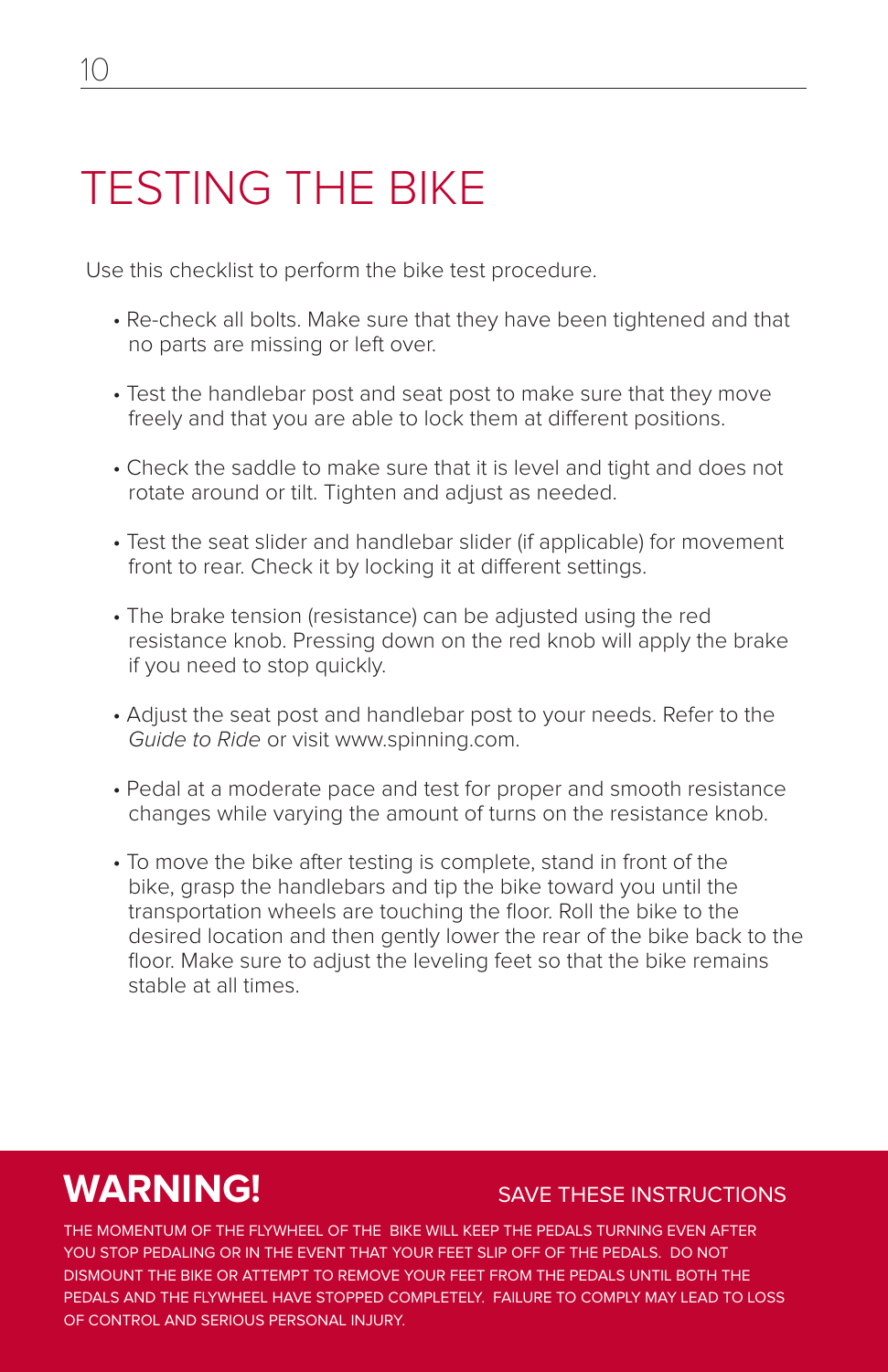# TESTING THE BIKE

Use this checklist to perform the bike test procedure.

- Re-check all bolts. Make sure that they have been tightened and that no parts are missing or left over.
- Test the handlebar post and seat post to make sure that they move freely and that you are able to lock them at different positions.
- Check the saddle to make sure that it is level and tight and does not rotate around or tilt. Tighten and adjust as needed.
- Test the seat slider and handlebar slider (if applicable) for movement front to rear. Check it by locking it at different settings.
- The brake tension (resistance) can be adjusted using the red resistance knob. Pressing down on the red knob will apply the brake if you need to stop quickly.
- Adjust the seat post and handlebar post to your needs. Refer to the *Guide to Ride* or visit www.spinning.com.
- Pedal at a moderate pace and test for proper and smooth resistance changes while varying the amount of turns on the resistance knob.
- To move the bike after testing is complete, stand in front of the bike, grasp the handlebars and tip the bike toward you until the transportation wheels are touching the floor. Roll the bike to the desired location and then gently lower the rear of the bike back to the floor. Make sure to adjust the leveling feet so that the bike remains stable at all times.

## WARNING!

SAVE THESE INSTRUCTIONS

THE MOMENTUM OF THE FLYWHEEL OF THE BIKE WILL KEEP THE PEDALS TURNING EVEN AFTER YOU STOP PEDALING OR IN THE EVENT THAT YOUR FEET SLIP OFF OF THE PEDALS. DO NOT DISMOUNT THE BIKE OR ATTEMPT TO REMOVE YOUR FEET FROM THE PEDALS UNTIL BOTH THE PEDALS AND THE FLYWHEEL HAVE STOPPED COMPLETELY. FAILURE TO COMPLY MAY LEAD TO LOSS OF CONTROL AND SERIOUS PERSONAL INJURY.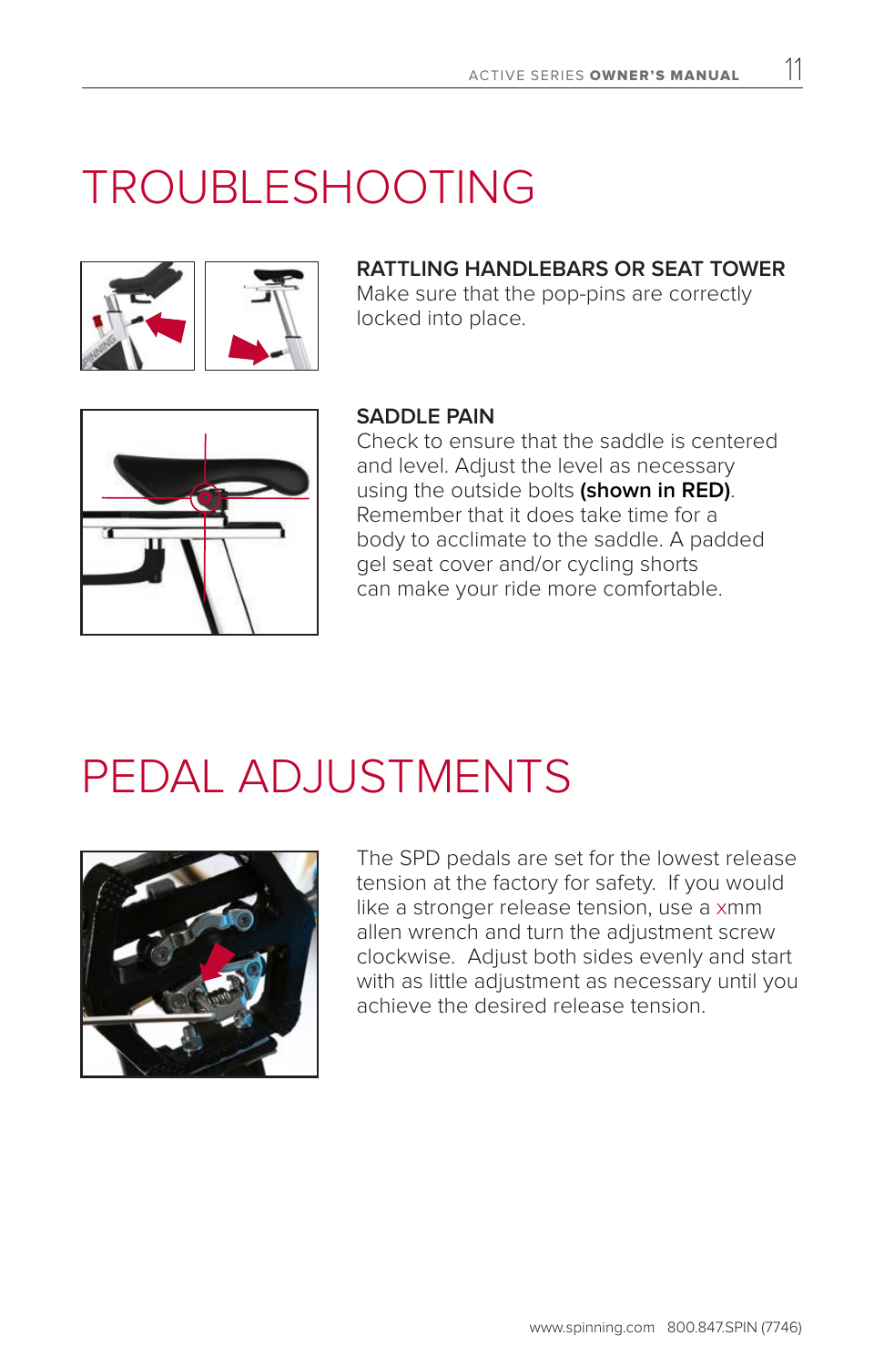# TROUBLESHOOTING

### RATTLING HANDLEBARS OR SEAT TOWER

Make sure that the pop-pins are correctly locked into place.

### SADDLE PAIN

Check to ensure that the saddle is centered and level. Adjust the level as necessary using the outside bolts **(shown in RED)**. Remember that it does take time for a body to acclimate to the saddle. A padded gel seat cover and/or cycling shorts can make your ride more comfortable.

# PEDAL ADJUSTMENTS

The SPD pedals are set for the lowest release tension at the factory for safety. If you would like a stronger release tension, use a xmm allen wrench and turn the adjustment screw clockwise. Adjust both sides evenly and start with as little adjustment as necessary until you achieve the desired release tension.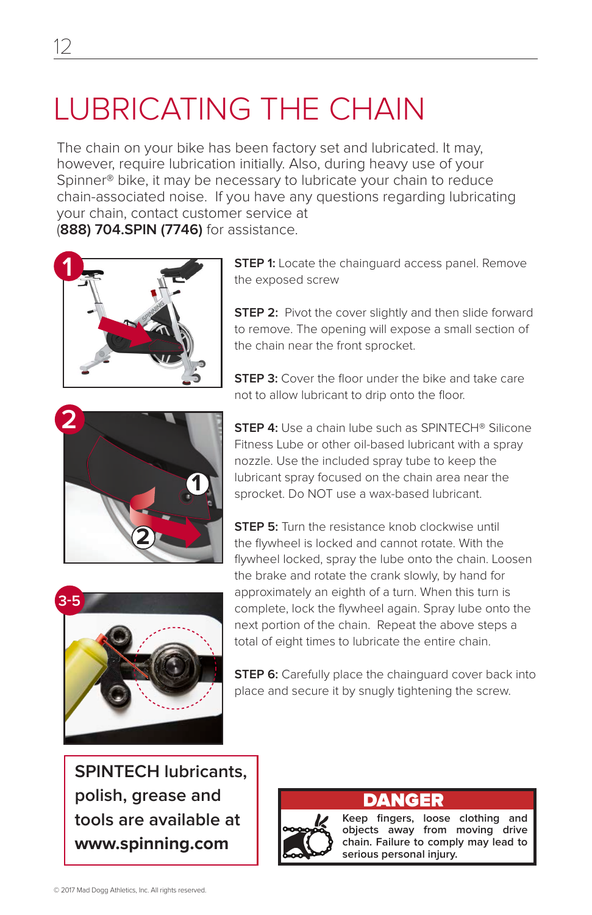# LUBRICATING THE CHAIN

The chain on your bike has been factory set and lubricated. It may, however, require lubrication initially. Also, during heavy use of your Spinner® bike, it may be necessary to lubricate your chain to reduce chain-associated noise. If you have any questions regarding lubricating your chain, contact customer service at (**888) 704.SPIN (7746)** for assistance.

**STEP 1:** Locate the chainguard access panel. Remove the exposed screw

**STEP 2:** Pivot the cover slightly and then slide forward to remove. The opening will expose a small section of the chain near the front sprocket.

**STEP 3:** Cover the floor under the bike and take care not to allow lubricant to drip onto the floor.

**STEP 4:** Use a chain lube such as SPINTECH® Silicone Fitness Lube or other oil-based lubricant with a spray nozzle. Use the included spray tube to keep the lubricant spray focused on the chain area near the sprocket. Do NOT use a wax-based lubricant.

**STEP 5:** Turn the resistance knob clockwise until the flywheel is locked and cannot rotate. With the flywheel locked, spray the lube onto the chain. Loosen the brake and rotate the crank slowly, by hand for approximately an eighth of a turn. When this turn is complete, lock the flywheel again. Spray lube onto the next portion of the chain. Repeat the above steps a total of eight times to lubricate the entire chain.

**STEP 6:** Carefully place the chainguard cover back into place and secure it by snugly tightening the screw.

**SPINTECH lubricants, polish, grease and tools are available at www.spinning.com**

**DANGER**

**Keep fingers, loose clothing and objects away from moving drive chain. Failure to comply may lead to serious personal injury.**

© 2017 Mad Dogg Athletics, Inc. All rights reserved.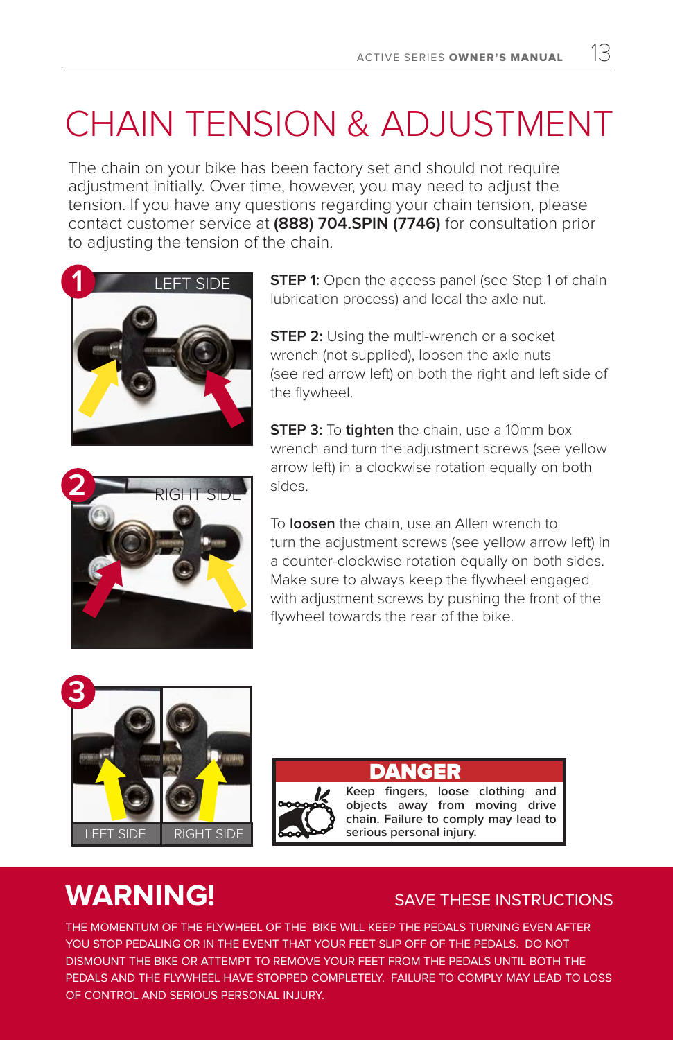# CHAIN TENSION & ADJUSTMENT

The chain on your bike has been factory set and should not require adjustment initially. Over time, however, you may need to adjust the tension. If you have any questions regarding your chain tension, please contact customer service at **(888) 704.SPIN (7746)** for consultation prior to adjusting the tension of the chain.

1 LEFT SIDE

2 RIGHT SIDE

**STEP 1:** Open the access panel (see Step 1 of chain lubrication process) and local the axle nut.

**STEP 2:** Using the multi-wrench or a socket wrench (not supplied), loosen the axle nuts (see red arrow left) on both the right and left side of the flywheel.

**STEP 3:** To **tighten** the chain, use a 10mm box wrench and turn the adjustment screws (see yellow arrow left) in a clockwise rotation equally on both sides.

To **loosen** the chain, use an Allen wrench to turn the adjustment screws (see yellow arrow left) in a counter-clockwise rotation equally on both sides. Make sure to always keep the flywheel engaged with adjustment screws by pushing the front of the flywheel towards the rear of the bike.

3 LEFT SIDE RIGHT SIDE

**DANGER**

**Keep fingers, loose clothing and objects away from moving drive chain. Failure to comply may lead to serious personal injury.**

## WARNING!

SAVE THESE INSTRUCTIONS

THE MOMENTUM OF THE FLYWHEEL OF THE BIKE WILL KEEP THE PEDALS TURNING EVEN AFTER YOU STOP PEDALING OR IN THE EVENT THAT YOUR FEET SLIP OFF OF THE PEDALS. DO NOT DISMOUNT THE BIKE OR ATTEMPT TO REMOVE YOUR FEET FROM THE PEDALS UNTIL BOTH THE PEDALS AND THE FLYWHEEL HAVE STOPPED COMPLETELY. FAILURE TO COMPLY MAY LEAD TO LOSS OF CONTROL AND SERIOUS PERSONAL INJURY.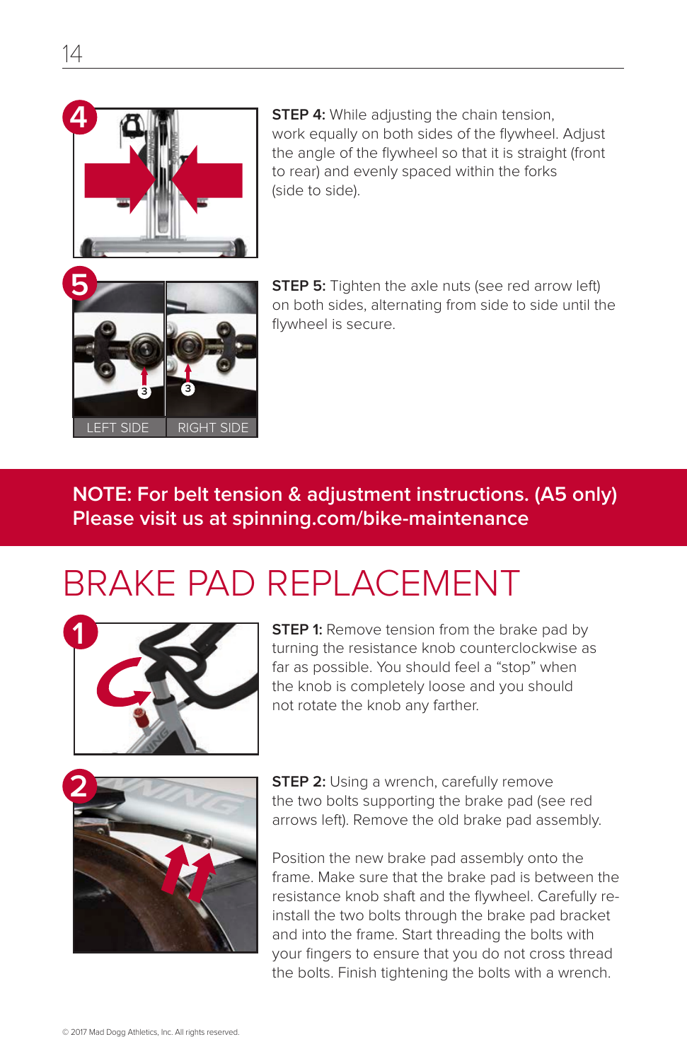**STEP 4:** While adjusting the chain tension, work equally on both sides of the flywheel. Adjust the angle of the flywheel so that it is straight (front to rear) and evenly spaced within the forks (side to side).

LEFT SIDE RIGHT SIDE

**STEP 5:** Tighten the axle nuts (see red arrow left) on both sides, alternating from side to side until the flywheel is secure.

**NOTE: For belt tension & adjustment instructions. (A5 only) Please visit us at spinning.com/bike-maintenance**

# BRAKE PAD REPLACEMENT

**STEP 1:** Remove tension from the brake pad by turning the resistance knob counterclockwise as far as possible. You should feel a "stop" when the knob is completely loose and you should not rotate the knob any farther.

**STEP 2:** Using a wrench, carefully remove the two bolts supporting the brake pad (see red arrows left). Remove the old brake pad assembly.

Position the new brake pad assembly onto the frame. Make sure that the brake pad is between the resistance knob shaft and the flywheel. Carefully re-install the two bolts through the brake pad bracket and into the frame. Start threading the bolts with your fingers to ensure that you do not cross thread the bolts. Finish tightening the bolts with a wrench.

© 2017 Mad Dogg Athletics, Inc. All rights reserved.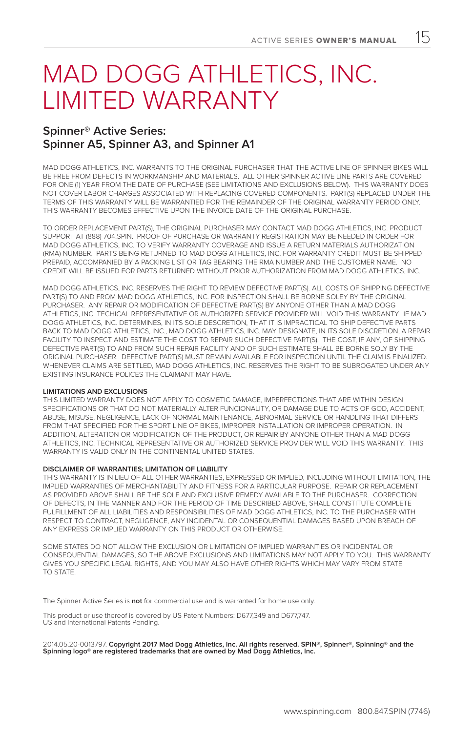# MAD DOGG ATHLETICS, INC. LIMITED WARRANTY

## Spinner® Active Series: Spinner A5, Spinner A3, and Spinner A1

MAD DOGG ATHLETICS, INC. WARRANTS TO THE ORIGINAL PURCHASER THAT THE ACTIVE LINE OF SPINNER BIKES WILL BE FREE FROM DEFECTS IN WORKMANSHIP AND MATERIALS. ALL OTHER SPINNER ACTIVE LINE PARTS ARE COVERED FOR ONE (1) YEAR FROM THE DATE OF PURCHASE (SEE LIMITATIONS AND EXCLUSIONS BELOW). THIS WARRANTY DOES NOT COVER LABOR CHARGES ASSOCIATED WITH REPLACING COVERED COMPONENTS. PART(S) REPLACED UNDER THE TERMS OF THIS WARRANTY WILL BE WARRANTIED FOR THE REMAINDER OF THE ORIGINAL WARRANTY PERIOD ONLY. THIS WARRANTY BECOMES EFFECTIVE UPON THE INVOICE DATE OF THE ORIGINAL PURCHASE.

TO ORDER REPLACEMENT PART(S), THE ORIGINAL PURCHASER MAY CONTACT MAD DOGG ATHLETICS, INC. PRODUCT SUPPORT AT (888) 704.SPIN. PROOF OF PURCHASE OR WARRANTY REGISTRATION MAY BE NEEDED IN ORDER FOR MAD DOGG ATHLETICS, INC. TO VERIFY WARRANTY COVERAGE AND ISSUE A RETURN MATERIALS AUTHORIZATION (RMA) NUMBER. PARTS BEING RETURNED TO MAD DOGG ATHLETICS, INC. FOR WARRANTY CREDIT MUST BE SHIPPED PREPAID, ACCOMPANIED BY A PACKING LIST OR TAG BEARING THE RMA NUMBER AND THE CUSTOMER NAME. NO CREDIT WILL BE ISSUED FOR PARTS RETURNED WITHOUT PRIOR AUTHORIZATION FROM MAD DOGG ATHLETICS, INC.

MAD DOGG ATHLETICS, INC. RESERVES THE RIGHT TO REVIEW DEFECTIVE PART(S). ALL COSTS OF SHIPPING DEFECTIVE PART(S) TO AND FROM MAD DOGG ATHLETICS, INC. FOR INSPECTION SHALL BE BORNE SOLEY BY THE ORIGINAL PURCHASER. ANY REPAIR OR MODIFICATION OF DEFECTIVE PART(S) BY ANYONE OTHER THAN A MAD DOGG ATHLETICS, INC. TECHICAL REPRESENTATIVE OR AUTHORIZED SERVICE PROVIDER WILL VOID THIS WARRANTY. IF MAD DOGG ATHLETICS, INC. DETERMINES, IN ITS SOLE DESCRETION, THAT IT IS IMPRACTICAL TO SHIP DEFECTIVE PARTS BACK TO MAD DOGG ATHLETICS, INC., MAD DOGG ATHLETICS, INC. MAY DESIGNATE, IN ITS SOLE DISCRETION, A REPAIR FACILITY TO INSPECT AND ESTIMATE THE COST TO REPAIR SUCH DEFECTIVE PART(S). THE COST, IF ANY, OF SHIPPING DEFECTIVE PART(S) TO AND FROM SUCH REPAIR FACILITY AND OF SUCH ESTIMATE SHALL BE BORNE SOLY BY THE ORIGINAL PURCHASER. DEFECTIVE PART(S) MUST REMAIN AVAILABLE FOR INSPECTION UNTIL THE CLAIM IS FINALIZED. WHENEVER CLAIMS ARE SETTLED, MAD DOGG ATHLETICS, INC. RESERVES THE RIGHT TO BE SUBROGATED UNDER ANY EXISTING INSURANCE POLICES THE CLAIMANT MAY HAVE.

**LIMITATIONS AND EXCLUSIONS**

THIS LIMITED WARRANTY DOES NOT APPLY TO COSMETIC DAMAGE, IMPERFECTIONS THAT ARE WITHIN DESIGN SPECIFICATIONS OR THAT DO NOT MATERIALLY ALTER FUNCIONALITY, OR DAMAGE DUE TO ACTS OF GOD, ACCIDENT, ABUSE, MISUSE, NEGLIGENCE, LACK OF NORMAL MAINTENANCE, ABNORMAL SERVICE OR HANDLING THAT DIFFERS FROM THAT SPECIFIED FOR THE SPORT LINE OF BIKES, IMPROPER INSTALLATION OR IMPROPER OPERATION. IN ADDITION, ALTERATION OR MODIFICATION OF THE PRODUCT, OR REPAIR BY ANYONE OTHER THAN A MAD DOGG ATHLETICS, INC. TECHNICAL REPRESENTATIVE OR AUTHORIZED SERVICE PROVIDER WILL VOID THIS WARRANTY. THIS WARRANTY IS VALID ONLY IN THE CONTINENTAL UNITED STATES.

**DISCLAIMER OF WARRANTIES; LIMITATION OF LIABILITY**

THIS WARRANTY IS IN LIEU OF ALL OTHER WARRANTIES, EXPRESSED OR IMPLIED, INCLUDING WITHOUT LIMITATION, THE IMPLIED WARRANTIES OF MERCHANTABILITY AND FITNESS FOR A PARTICULAR PURPOSE. REPAIR OR REPLACEMENT AS PROVIDED ABOVE SHALL BE THE SOLE AND EXCLUSIVE REMEDY AVAILABLE TO THE PURCHASER. CORRECTION OF DEFECTS, IN THE MANNER AND FOR THE PERIOD OF TIME DESCRIBED ABOVE, SHALL CONSTITUTE COMPLETE FULFILLMENT OF ALL LIABILITIES AND RESPONSIBILITIES OF MAD DOGG ATHLETICS, INC. TO THE PURCHASER WITH RESPECT TO CONTRACT, NEGLIGENCE, ANY INCIDENTAL OR CONSEQUENTIAL DAMAGES BASED UPON BREACH OF ANY EXPRESS OR IMPLIED WARRANTY ON THIS PRODUCT OR OTHERWISE.

SOME STATES DO NOT ALLOW THE EXCLUSION OR LIMITATION OF IMPLIED WARRANTIES OR INCIDENTAL OR CONSEQUENTIAL DAMAGES, SO THE ABOVE EXCLUSIONS AND LIMITATIONS MAY NOT APPLY TO YOU. THIS WARRANTY GIVES YOU SPECIFIC LEGAL RIGHTS, AND YOU MAY ALSO HAVE OTHER RIGHTS WHICH MAY VARY FROM STATE TO STATE.

The Spinner Active Series is **not** for commercial use and is warranted for home use only.

This product or use thereof is covered by US Patent Numbers: D677,349 and D677,747.
US and International Patents Pending.

2014.05.20-0013797. **Copyright 2017 Mad Dogg Athletics, Inc. All rights reserved. SPIN®, Spinner®, Spinning® and the Spinning logo® are registered trademarks that are owned by Mad Dogg Athletics, Inc.**

www.spinning.com 800.847.SPIN (7746)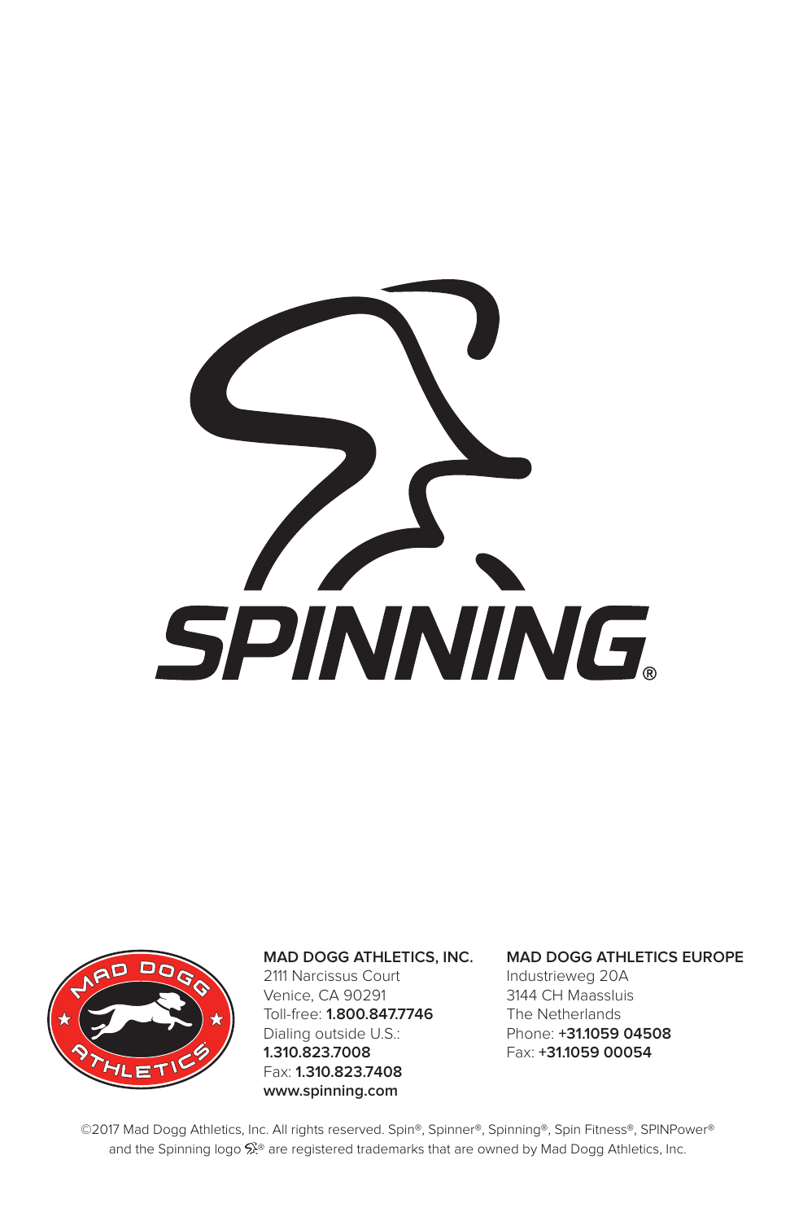SPINNING®

MAD DOGG ATHLETICS

**MAD DOGG ATHLETICS, INC.**
2111 Narcissus Court
Venice, CA 90291
Toll-free: **1.800.847.7746**
Dialing outside U.S.:
**1.310.823.7008**
Fax: **1.310.823.7408**
**www.spinning.com**

**MAD DOGG ATHLETICS EUROPE**
Industrieweg 20A
3144 CH Maassluis
The Netherlands
Phone: **+31.1059 04508**
Fax: **+31.1059 00054**

©2017 Mad Dogg Athletics, Inc. All rights reserved. Spin®, Spinner®, Spinning®, Spin Fitness®, SPINPower® and the Spinning logo ® are registered trademarks that are owned by Mad Dogg Athletics, Inc.